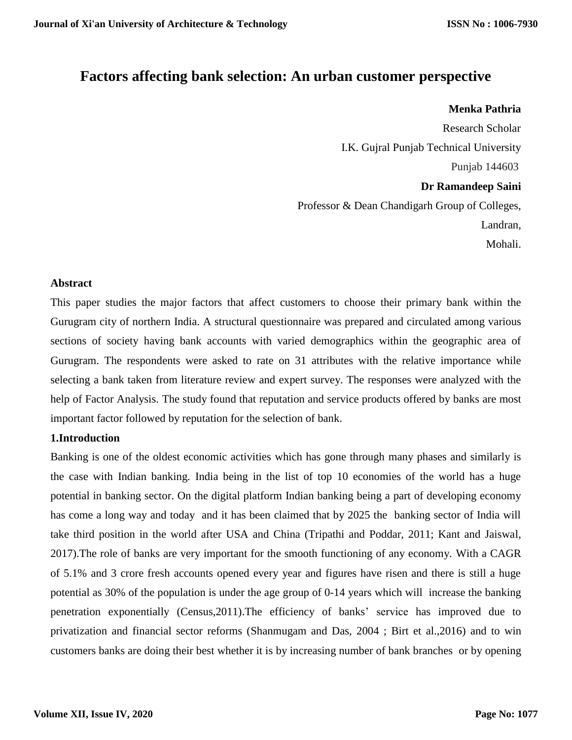# Factors affecting bank selection: An urban customer perspective

**Menka Pathria**

Research Scholar

I.K. Gujral Punjab Technical University

Punjab 144603

**Dr Ramandeep Saini**

Professor & Dean Chandigarh Group of Colleges,

Landran,

Mohali.

## Abstract

This paper studies the major factors that affect customers to choose their primary bank within the Gurugram city of northern India. A structural questionnaire was prepared and circulated among various sections of society having bank accounts with varied demographics within the geographic area of Gurugram. The respondents were asked to rate on 31 attributes with the relative importance while selecting a bank taken from literature review and expert survey. The responses were analyzed with the help of Factor Analysis. The study found that reputation and service products offered by banks are most important factor followed by reputation for the selection of bank.

## 1.Introduction

Banking is one of the oldest economic activities which has gone through many phases and similarly is the case with Indian banking. India being in the list of top 10 economies of the world has a huge potential in banking sector. On the digital platform Indian banking being a part of developing economy has come a long way and today and it has been claimed that by 2025 the banking sector of India will take third position in the world after USA and China (Tripathi and Poddar, 2011; Kant and Jaiswal, 2017).The role of banks are very important for the smooth functioning of any economy. With a CAGR of 5.1% and 3 crore fresh accounts opened every year and figures have risen and there is still a huge potential as 30% of the population is under the age group of 0-14 years which will increase the banking penetration exponentially (Census,2011).The efficiency of banks' service has improved due to privatization and financial sector reforms (Shanmugam and Das, 2004 ; Birt et al.,2016) and to win customers banks are doing their best whether it is by increasing number of bank branches or by opening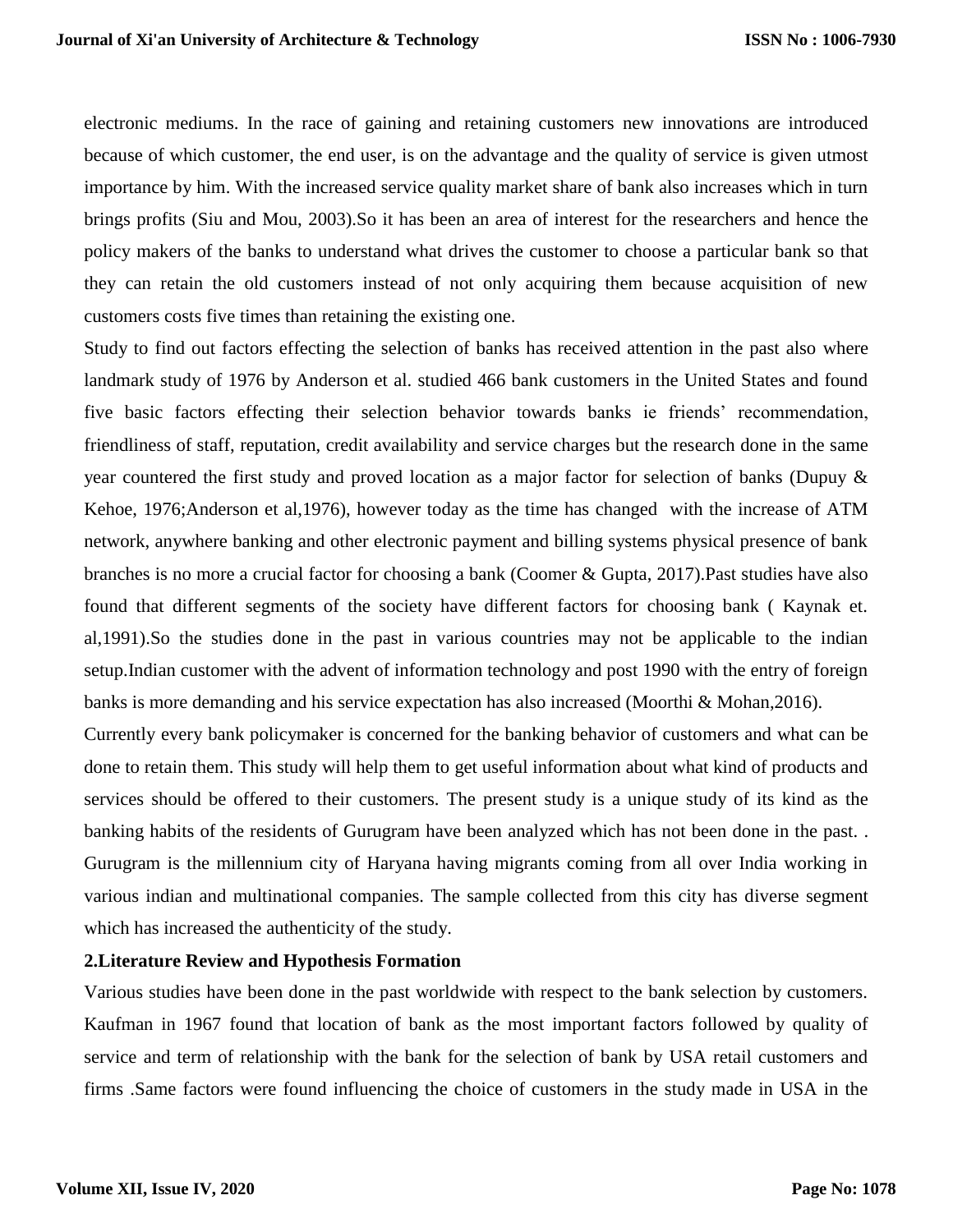electronic mediums. In the race of gaining and retaining customers new innovations are introduced because of which customer, the end user, is on the advantage and the quality of service is given utmost importance by him. With the increased service quality market share of bank also increases which in turn brings profits (Siu and Mou, 2003).So it has been an area of interest for the researchers and hence the policy makers of the banks to understand what drives the customer to choose a particular bank so that they can retain the old customers instead of not only acquiring them because acquisition of new customers costs five times than retaining the existing one.

Study to find out factors effecting the selection of banks has received attention in the past also where landmark study of 1976 by Anderson et al. studied 466 bank customers in the United States and found five basic factors effecting their selection behavior towards banks ie friends' recommendation, friendliness of staff, reputation, credit availability and service charges but the research done in the same year countered the first study and proved location as a major factor for selection of banks (Dupuy & Kehoe, 1976;Anderson et al,1976), however today as the time has changed with the increase of ATM network, anywhere banking and other electronic payment and billing systems physical presence of bank branches is no more a crucial factor for choosing a bank (Coomer & Gupta, 2017).Past studies have also found that different segments of the society have different factors for choosing bank ( Kaynak et. al,1991).So the studies done in the past in various countries may not be applicable to the indian setup.Indian customer with the advent of information technology and post 1990 with the entry of foreign banks is more demanding and his service expectation has also increased (Moorthi & Mohan,2016).

Currently every bank policymaker is concerned for the banking behavior of customers and what can be done to retain them. This study will help them to get useful information about what kind of products and services should be offered to their customers. The present study is a unique study of its kind as the banking habits of the residents of Gurugram have been analyzed which has not been done in the past. . Gurugram is the millennium city of Haryana having migrants coming from all over India working in various indian and multinational companies. The sample collected from this city has diverse segment which has increased the authenticity of the study.

## 2.Literature Review and Hypothesis Formation

Various studies have been done in the past worldwide with respect to the bank selection by customers. Kaufman in 1967 found that location of bank as the most important factors followed by quality of service and term of relationship with the bank for the selection of bank by USA retail customers and firms .Same factors were found influencing the choice of customers in the study made in USA in the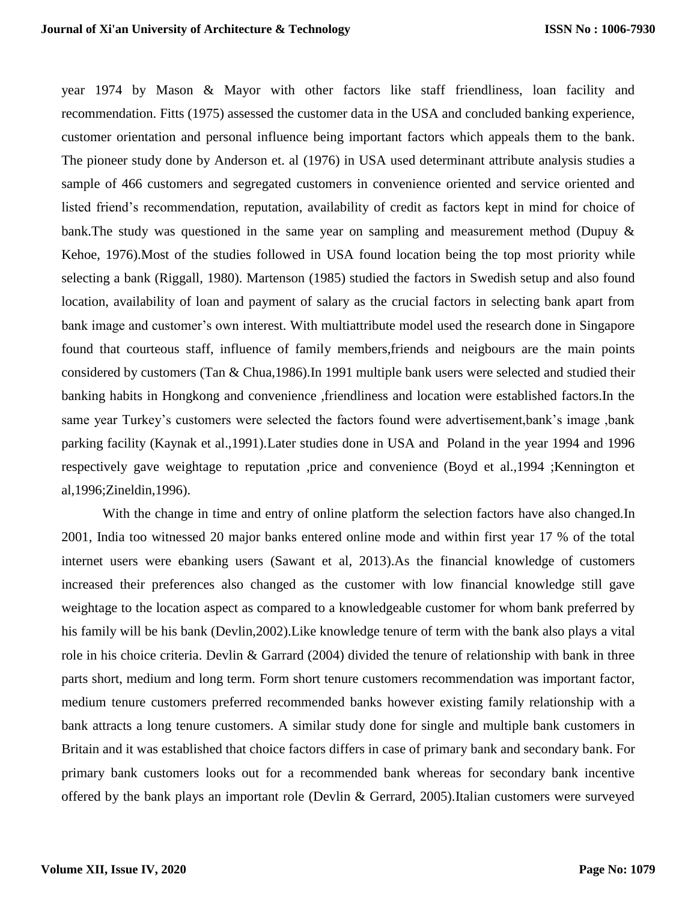year 1974 by Mason & Mayor with other factors like staff friendliness, loan facility and recommendation. Fitts (1975) assessed the customer data in the USA and concluded banking experience, customer orientation and personal influence being important factors which appeals them to the bank. The pioneer study done by Anderson et. al (1976) in USA used determinant attribute analysis studies a sample of 466 customers and segregated customers in convenience oriented and service oriented and listed friend's recommendation, reputation, availability of credit as factors kept in mind for choice of bank.The study was questioned in the same year on sampling and measurement method (Dupuy & Kehoe, 1976).Most of the studies followed in USA found location being the top most priority while selecting a bank (Riggall, 1980). Martenson (1985) studied the factors in Swedish setup and also found location, availability of loan and payment of salary as the crucial factors in selecting bank apart from bank image and customer's own interest. With multiattribute model used the research done in Singapore found that courteous staff, influence of family members,friends and neigbours are the main points considered by customers (Tan & Chua,1986).In 1991 multiple bank users were selected and studied their banking habits in Hongkong and convenience ,friendliness and location were established factors.In the same year Turkey's customers were selected the factors found were advertisement,bank's image ,bank parking facility (Kaynak et al.,1991).Later studies done in USA and Poland in the year 1994 and 1996 respectively gave weightage to reputation ,price and convenience (Boyd et al.,1994 ;Kennington et al,1996;Zineldin,1996).

With the change in time and entry of online platform the selection factors have also changed.In 2001, India too witnessed 20 major banks entered online mode and within first year 17 % of the total internet users were ebanking users (Sawant et al, 2013).As the financial knowledge of customers increased their preferences also changed as the customer with low financial knowledge still gave weightage to the location aspect as compared to a knowledgeable customer for whom bank preferred by his family will be his bank (Devlin,2002).Like knowledge tenure of term with the bank also plays a vital role in his choice criteria. Devlin & Garrard (2004) divided the tenure of relationship with bank in three parts short, medium and long term. Form short tenure customers recommendation was important factor, medium tenure customers preferred recommended banks however existing family relationship with a bank attracts a long tenure customers. A similar study done for single and multiple bank customers in Britain and it was established that choice factors differs in case of primary bank and secondary bank. For primary bank customers looks out for a recommended bank whereas for secondary bank incentive offered by the bank plays an important role (Devlin & Gerrard, 2005).Italian customers were surveyed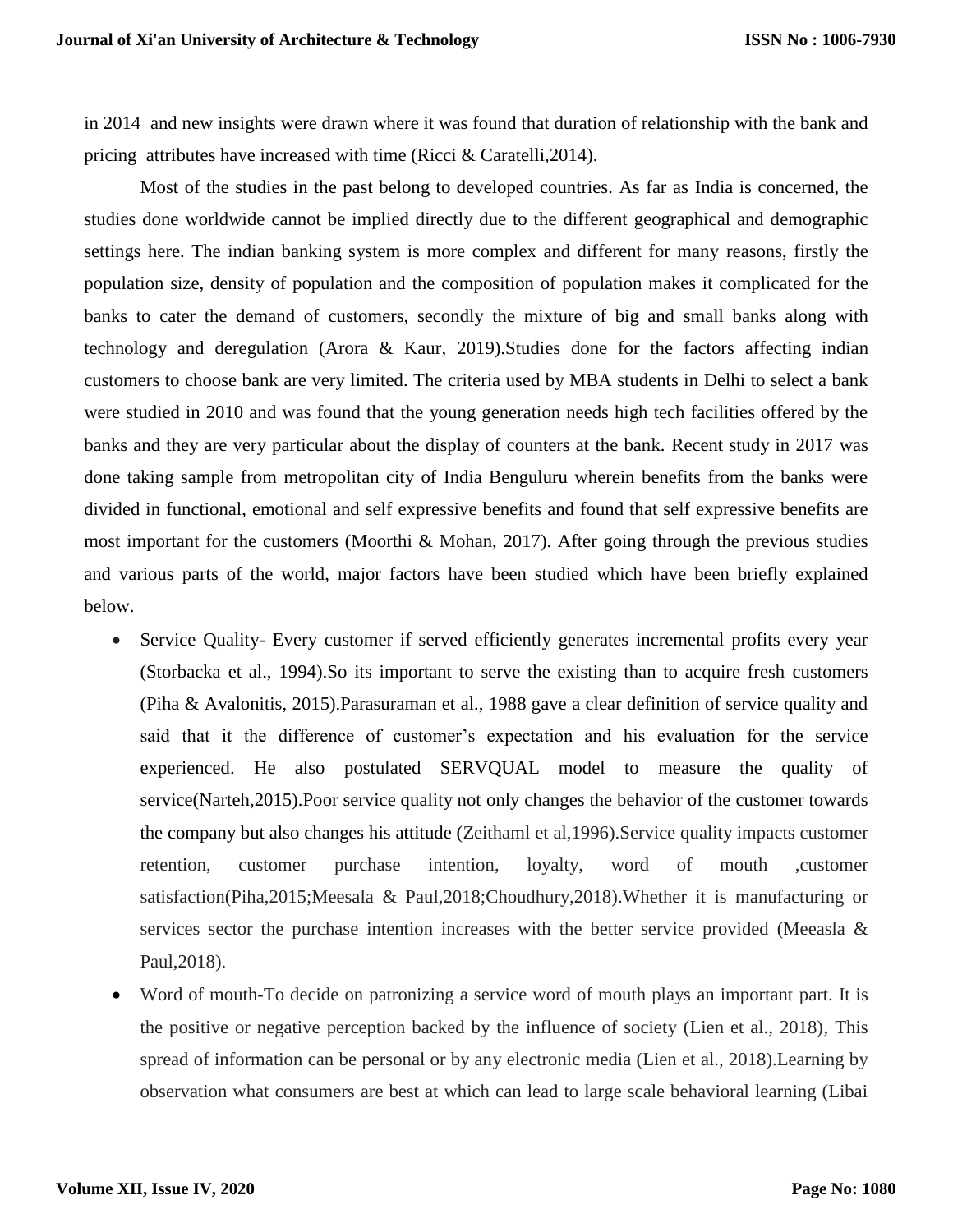in 2014 and new insights were drawn where it was found that duration of relationship with the bank and pricing attributes have increased with time (Ricci & Caratelli,2014).

Most of the studies in the past belong to developed countries. As far as India is concerned, the studies done worldwide cannot be implied directly due to the different geographical and demographic settings here. The indian banking system is more complex and different for many reasons, firstly the population size, density of population and the composition of population makes it complicated for the banks to cater the demand of customers, secondly the mixture of big and small banks along with technology and deregulation (Arora & Kaur, 2019).Studies done for the factors affecting indian customers to choose bank are very limited. The criteria used by MBA students in Delhi to select a bank were studied in 2010 and was found that the young generation needs high tech facilities offered by the banks and they are very particular about the display of counters at the bank. Recent study in 2017 was done taking sample from metropolitan city of India Benguluru wherein benefits from the banks were divided in functional, emotional and self expressive benefits and found that self expressive benefits are most important for the customers (Moorthi & Mohan, 2017). After going through the previous studies and various parts of the world, major factors have been studied which have been briefly explained below.

- Service Quality- Every customer if served efficiently generates incremental profits every year (Storbacka et al., 1994).So its important to serve the existing than to acquire fresh customers (Piha & Avalonitis, 2015).Parasuraman et al., 1988 gave a clear definition of service quality and said that it the difference of customer's expectation and his evaluation for the service experienced. He also postulated SERVQUAL model to measure the quality of service(Narteh,2015).Poor service quality not only changes the behavior of the customer towards the company but also changes his attitude (Zeithaml et al,1996).Service quality impacts customer retention, customer purchase intention, loyalty, word of mouth ,customer satisfaction(Piha,2015;Meesala & Paul,2018;Choudhury,2018).Whether it is manufacturing or services sector the purchase intention increases with the better service provided (Meeasla & Paul,2018).
- Word of mouth-To decide on patronizing a service word of mouth plays an important part. It is the positive or negative perception backed by the influence of society (Lien et al., 2018), This spread of information can be personal or by any electronic media (Lien et al., 2018).Learning by observation what consumers are best at which can lead to large scale behavioral learning (Libai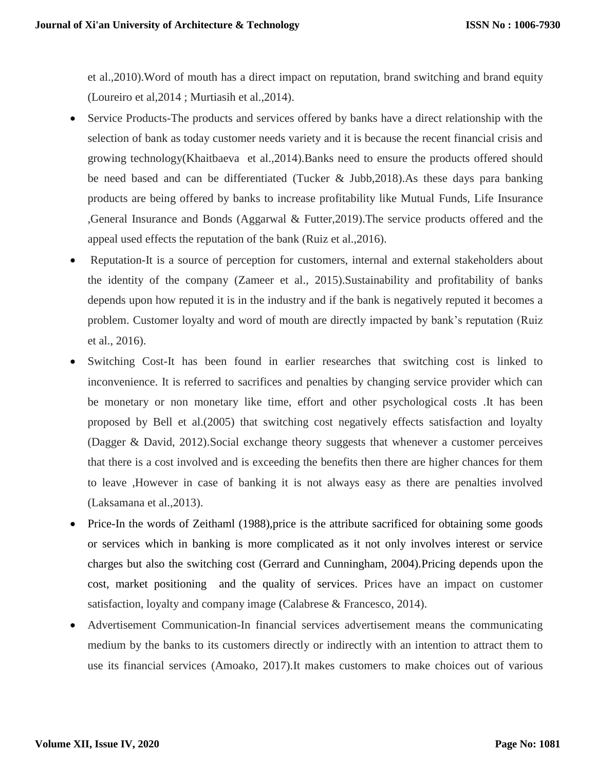et al.,2010).Word of mouth has a direct impact on reputation, brand switching and brand equity (Loureiro et al,2014 ; Murtiasih et al.,2014).

- Service Products-The products and services offered by banks have a direct relationship with the selection of bank as today customer needs variety and it is because the recent financial crisis and growing technology(Khaitbaeva et al.,2014).Banks need to ensure the products offered should be need based and can be differentiated (Tucker & Jubb,2018).As these days para banking products are being offered by banks to increase profitability like Mutual Funds, Life Insurance ,General Insurance and Bonds (Aggarwal & Futter,2019).The service products offered and the appeal used effects the reputation of the bank (Ruiz et al.,2016).
- Reputation-It is a source of perception for customers, internal and external stakeholders about the identity of the company (Zameer et al., 2015).Sustainability and profitability of banks depends upon how reputed it is in the industry and if the bank is negatively reputed it becomes a problem. Customer loyalty and word of mouth are directly impacted by bank's reputation (Ruiz et al., 2016).
- Switching Cost-It has been found in earlier researches that switching cost is linked to inconvenience. It is referred to sacrifices and penalties by changing service provider which can be monetary or non monetary like time, effort and other psychological costs .It has been proposed by Bell et al.(2005) that switching cost negatively effects satisfaction and loyalty (Dagger & David, 2012).Social exchange theory suggests that whenever a customer perceives that there is a cost involved and is exceeding the benefits then there are higher chances for them to leave ,However in case of banking it is not always easy as there are penalties involved (Laksamana et al.,2013).
- Price-In the words of Zeithaml (1988),price is the attribute sacrificed for obtaining some goods or services which in banking is more complicated as it not only involves interest or service charges but also the switching cost (Gerrard and Cunningham, 2004).Pricing depends upon the cost, market positioning and the quality of services. Prices have an impact on customer satisfaction, loyalty and company image (Calabrese & Francesco, 2014).
- Advertisement Communication-In financial services advertisement means the communicating medium by the banks to its customers directly or indirectly with an intention to attract them to use its financial services (Amoako, 2017).It makes customers to make choices out of various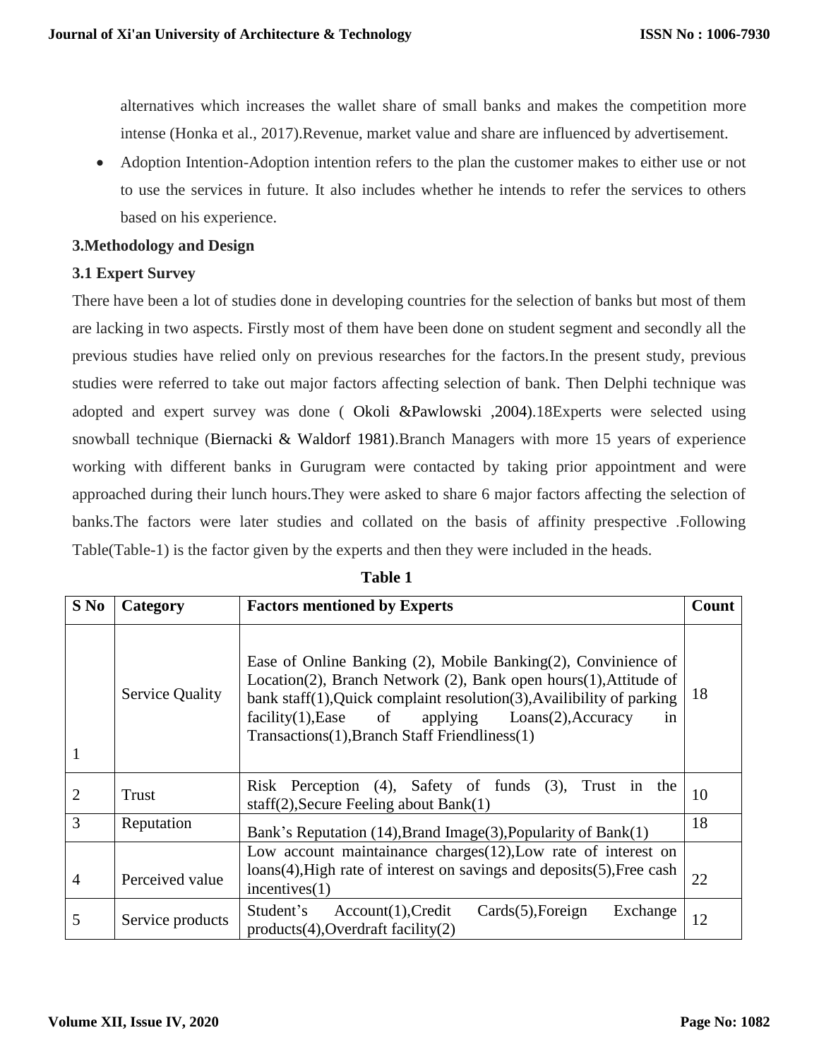alternatives which increases the wallet share of small banks and makes the competition more intense (Honka et al., 2017).Revenue, market value and share are influenced by advertisement.

- Adoption Intention-Adoption intention refers to the plan the customer makes to either use or not to use the services in future. It also includes whether he intends to refer the services to others based on his experience.

### 3.Methodology and Design

### 3.1 Expert Survey

There have been a lot of studies done in developing countries for the selection of banks but most of them are lacking in two aspects. Firstly most of them have been done on student segment and secondly all the previous studies have relied only on previous researches for the factors.In the present study, previous studies were referred to take out major factors affecting selection of bank. Then Delphi technique was adopted and expert survey was done ( Okoli &Pawlowski ,2004).18Experts were selected using snowball technique (Biernacki & Waldorf 1981).Branch Managers with more 15 years of experience working with different banks in Gurugram were contacted by taking prior appointment and were approached during their lunch hours.They were asked to share 6 major factors affecting the selection of banks.The factors were later studies and collated on the basis of affinity prespective .Following Table(Table-1) is the factor given by the experts and then they were included in the heads.

**Table 1**

| S No | Category | Factors mentioned by Experts | Count |
|---|---|---|---|
| 1 | Service Quality | Ease of Online Banking (2), Mobile Banking(2), Convinience of Location(2), Branch Network (2), Bank open hours(1),Attitude of bank staff(1),Quick complaint resolution(3),Availibility of parking facility(1),Ease of applying Loans(2),Accuracy in Transactions(1),Branch Staff Friendliness(1) | 18 |
| 2 | Trust | Risk Perception (4), Safety of funds (3), Trust in the staff(2),Secure Feeling about Bank(1) | 10 |
| 3 | Reputation | Bank's Reputation (14),Brand Image(3),Popularity of Bank(1) | 18 |
| 4 | Perceived value | Low account maintainance charges(12),Low rate of interest on loans(4),High rate of interest on savings and deposits(5),Free cash incentives(1) | 22 |
| 5 | Service products | Student's Account(1),Credit Cards(5),Foreign Exchange products(4),Overdraft facility(2) | 12 |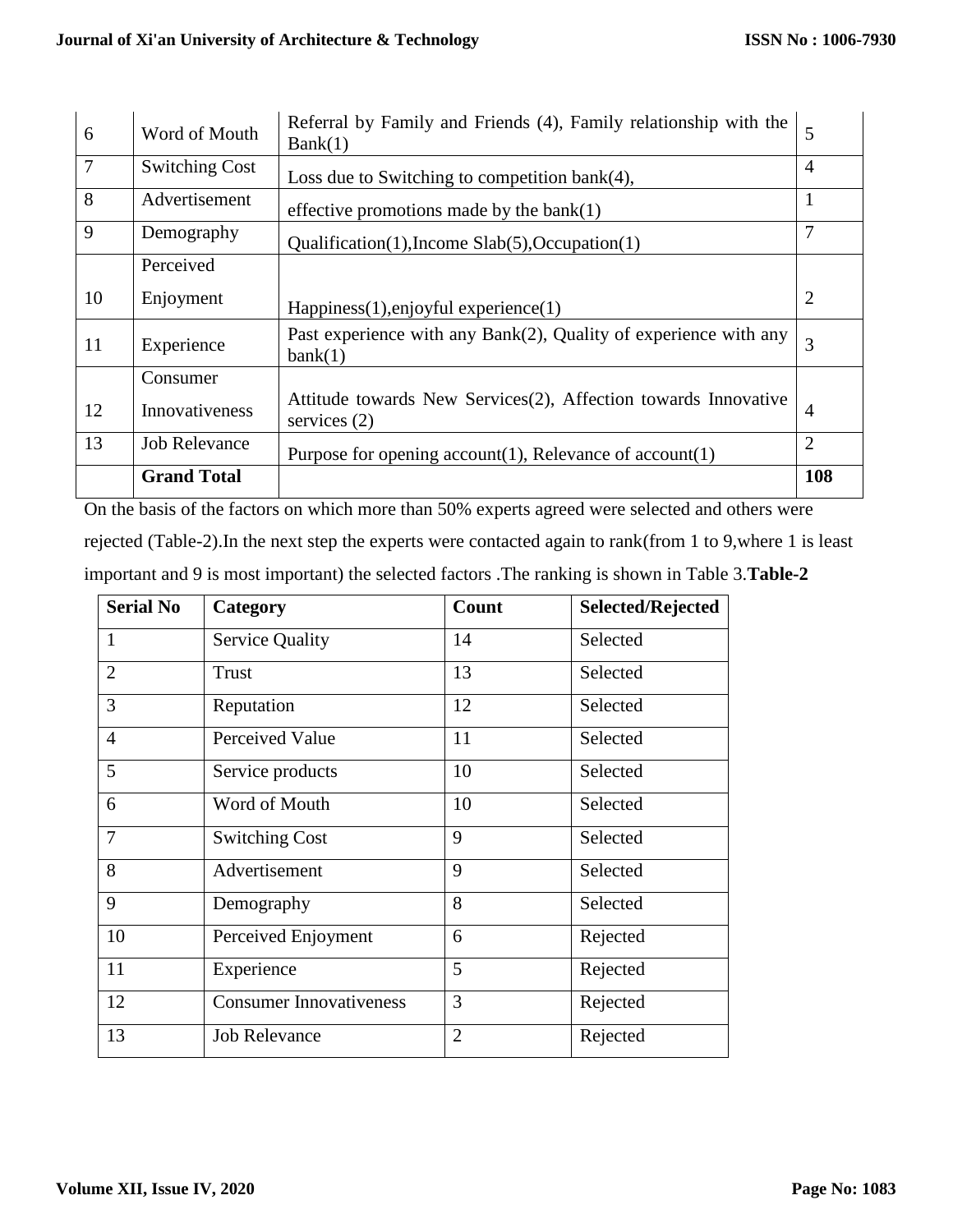| 6 | Word of Mouth | Referral by Family and Friends (4), Family relationship with the Bank(1) | 5 |
|---|---|---|---|
| 7 | Switching Cost | Loss due to Switching to competition bank(4), | 4 |
| 8 | Advertisement | effective promotions made by the bank(1) | 1 |
| 9 | Demography | Qualification(1),Income Slab(5),Occupation(1) | 7 |
| 10 | Perceived Enjoyment | Happiness(1),enjoyful experience(1) | 2 |
| 11 | Experience | Past experience with any Bank(2), Quality of experience with any bank(1) | 3 |
| 12 | Consumer Innovativeness | Attitude towards New Services(2), Affection towards Innovative services (2) | 4 |
| 13 | Job Relevance | Purpose for opening account(1), Relevance of account(1) | 2 |
| | **Grand Total** | | **108** |

On the basis of the factors on which more than 50% experts agreed were selected and others were rejected (Table-2).In the next step the experts were contacted again to rank(from 1 to 9,where 1 is least important and 9 is most important) the selected factors .The ranking is shown in Table 3.**Table-2**

| **Serial No** | **Category** | **Count** | **Selected/Rejected** |
|---|---|---|---|
| 1 | Service Quality | 14 | Selected |
| 2 | Trust | 13 | Selected |
| 3 | Reputation | 12 | Selected |
| 4 | Perceived Value | 11 | Selected |
| 5 | Service products | 10 | Selected |
| 6 | Word of Mouth | 10 | Selected |
| 7 | Switching Cost | 9 | Selected |
| 8 | Advertisement | 9 | Selected |
| 9 | Demography | 8 | Selected |
| 10 | Perceived Enjoyment | 6 | Rejected |
| 11 | Experience | 5 | Rejected |
| 12 | Consumer Innovativeness | 3 | Rejected |
| 13 | Job Relevance | 2 | Rejected |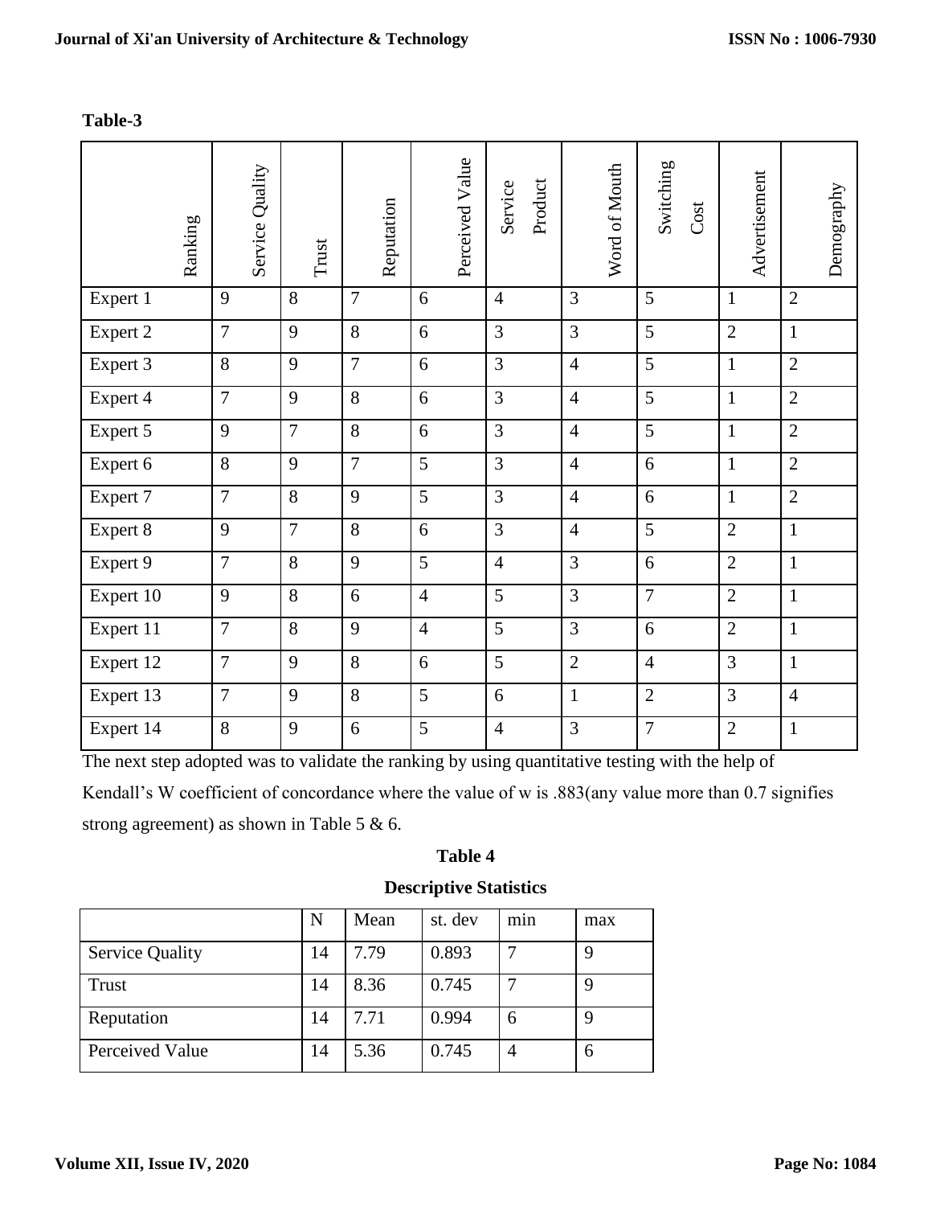**Table-3**

| Ranking | Service Quality | Trust | Reputation | Perceived Value | Service Product | Word of Mouth | Switching Cost | Advertisement | Demography |
|---|---|---|---|---|---|---|---|---|---|
| Expert 1 | 9 | 8 | 7 | 6 | 4 | 3 | 5 | 1 | 2 |
| Expert 2 | 7 | 9 | 8 | 6 | 3 | 3 | 5 | 2 | 1 |
| Expert 3 | 8 | 9 | 7 | 6 | 3 | 4 | 5 | 1 | 2 |
| Expert 4 | 7 | 9 | 8 | 6 | 3 | 4 | 5 | 1 | 2 |
| Expert 5 | 9 | 7 | 8 | 6 | 3 | 4 | 5 | 1 | 2 |
| Expert 6 | 8 | 9 | 7 | 5 | 3 | 4 | 6 | 1 | 2 |
| Expert 7 | 7 | 8 | 9 | 5 | 3 | 4 | 6 | 1 | 2 |
| Expert 8 | 9 | 7 | 8 | 6 | 3 | 4 | 5 | 2 | 1 |
| Expert 9 | 7 | 8 | 9 | 5 | 4 | 3 | 6 | 2 | 1 |
| Expert 10 | 9 | 8 | 6 | 4 | 5 | 3 | 7 | 2 | 1 |
| Expert 11 | 7 | 8 | 9 | 4 | 5 | 3 | 6 | 2 | 1 |
| Expert 12 | 7 | 9 | 8 | 6 | 5 | 2 | 4 | 3 | 1 |
| Expert 13 | 7 | 9 | 8 | 5 | 6 | 1 | 2 | 3 | 4 |
| Expert 14 | 8 | 9 | 6 | 5 | 4 | 3 | 7 | 2 | 1 |

The next step adopted was to validate the ranking by using quantitative testing with the help of Kendall's W coefficient of concordance where the value of w is .883(any value more than 0.7 signifies strong agreement) as shown in Table 5 & 6.

**Table 4**

**Descriptive Statistics**

| | N | Mean | st. dev | min | max |
|---|---|---|---|---|---|
| Service Quality | 14 | 7.79 | 0.893 | 7 | 9 |
| Trust | 14 | 8.36 | 0.745 | 7 | 9 |
| Reputation | 14 | 7.71 | 0.994 | 6 | 9 |
| Perceived Value | 14 | 5.36 | 0.745 | 4 | 6 |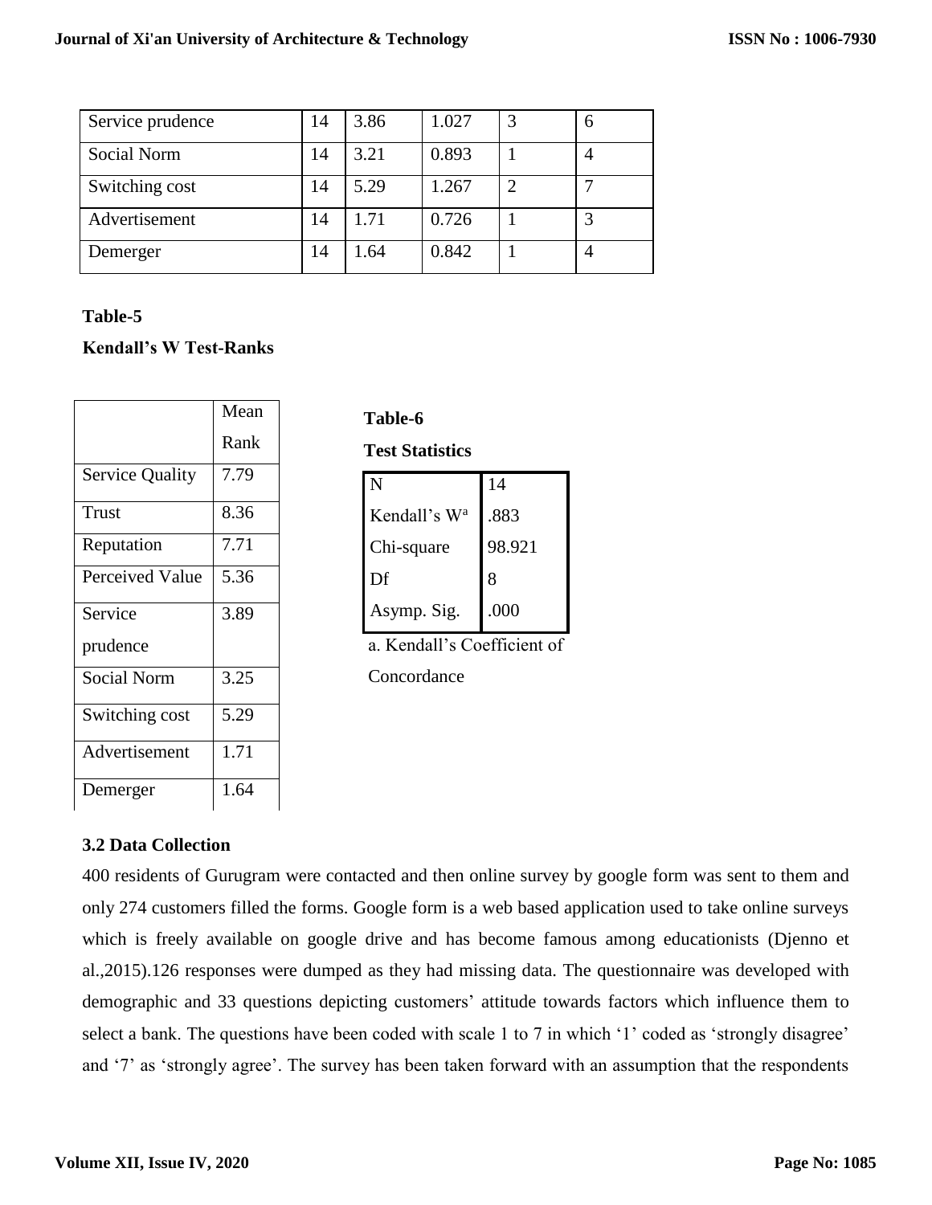| Service prudence | 14 | 3.86 | 1.027 | 3 | 6 |
|---|---|---|---|---|---|
| Social Norm | 14 | 3.21 | 0.893 | 1 | 4 |
| Switching cost | 14 | 5.29 | 1.267 | 2 | 7 |
| Advertisement | 14 | 1.71 | 0.726 | 1 | 3 |
| Demerger | 14 | 1.64 | 0.842 | 1 | 4 |

**Table-5**

**Kendall's W Test-Ranks**

| | Mean Rank |
|---|---|
| Service Quality | 7.79 |
| Trust | 8.36 |
| Reputation | 7.71 |
| Perceived Value | 5.36 |
| Service prudence | 3.89 |
| Social Norm | 3.25 |
| Switching cost | 5.29 |
| Advertisement | 1.71 |
| Demerger | 1.64 |

**Table-6**

**Test Statistics**

| | |
|---|---|
| N | 14 |
| Kendall's W[a] | .883 |
| Chi-square | 98.921 |
| Df | 8 |
| Asymp. Sig. | .000 |

a. Kendall's Coefficient of Concordance

### 3.2 Data Collection

400 residents of Gurugram were contacted and then online survey by google form was sent to them and only 274 customers filled the forms. Google form is a web based application used to take online surveys which is freely available on google drive and has become famous among educationists (Djenno et al.,2015).126 responses were dumped as they had missing data. The questionnaire was developed with demographic and 33 questions depicting customers' attitude towards factors which influence them to select a bank. The questions have been coded with scale 1 to 7 in which '1' coded as 'strongly disagree' and '7' as 'strongly agree'. The survey has been taken forward with an assumption that the respondents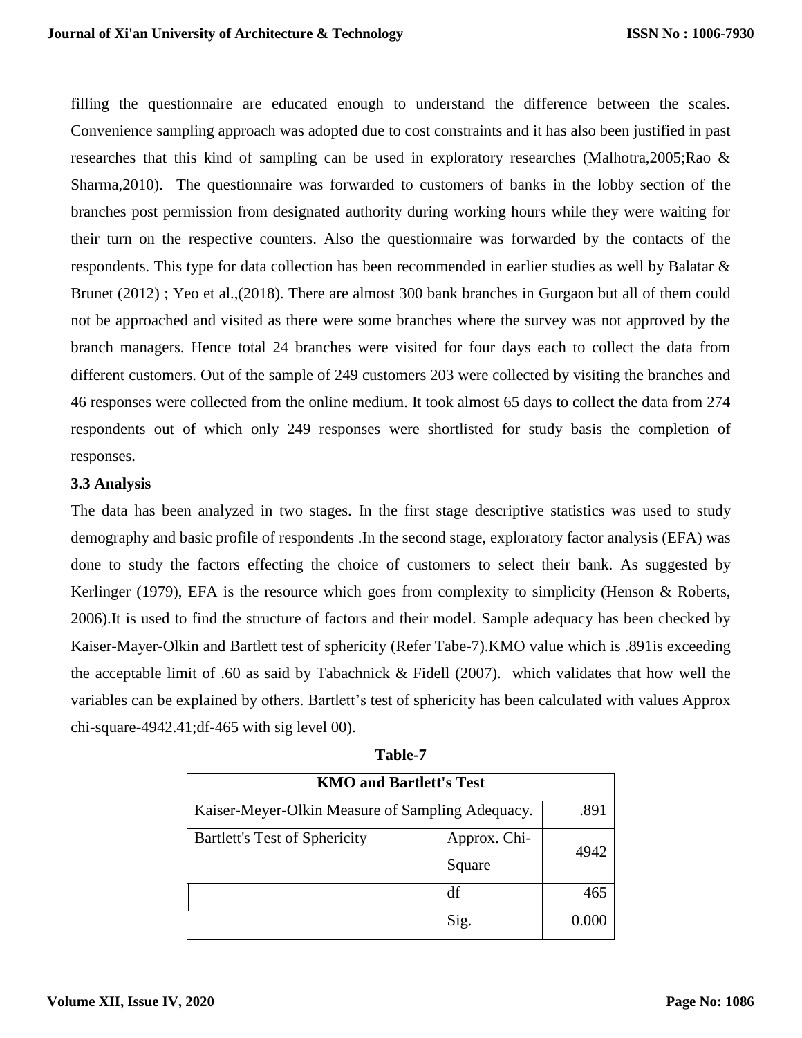filling the questionnaire are educated enough to understand the difference between the scales. Convenience sampling approach was adopted due to cost constraints and it has also been justified in past researches that this kind of sampling can be used in exploratory researches (Malhotra,2005;Rao & Sharma,2010). The questionnaire was forwarded to customers of banks in the lobby section of the branches post permission from designated authority during working hours while they were waiting for their turn on the respective counters. Also the questionnaire was forwarded by the contacts of the respondents. This type for data collection has been recommended in earlier studies as well by Balatar & Brunet (2012) ; Yeo et al.,(2018). There are almost 300 bank branches in Gurgaon but all of them could not be approached and visited as there were some branches where the survey was not approved by the branch managers. Hence total 24 branches were visited for four days each to collect the data from different customers. Out of the sample of 249 customers 203 were collected by visiting the branches and 46 responses were collected from the online medium. It took almost 65 days to collect the data from 274 respondents out of which only 249 responses were shortlisted for study basis the completion of responses.

### 3.3 Analysis

The data has been analyzed in two stages. In the first stage descriptive statistics was used to study demography and basic profile of respondents .In the second stage, exploratory factor analysis (EFA) was done to study the factors effecting the choice of customers to select their bank. As suggested by Kerlinger (1979), EFA is the resource which goes from complexity to simplicity (Henson & Roberts, 2006).It is used to find the structure of factors and their model. Sample adequacy has been checked by Kaiser-Mayer-Olkin and Bartlett test of sphericity (Refer Tabe-7).KMO value which is .891is exceeding the acceptable limit of .60 as said by Tabachnick & Fidell (2007). which validates that how well the variables can be explained by others. Bartlett's test of sphericity has been calculated with values Approx chi-square-4942.41;df-465 with sig level 00).

**Table-7**

| KMO and Bartlett's Test | | |
|---|---|---|
| Kaiser-Meyer-Olkin Measure of Sampling Adequacy. | | .891 |
| Bartlett's Test of Sphericity | Approx. Chi-Square | 4942 |
| | df | 465 |
| | Sig. | 0.000 |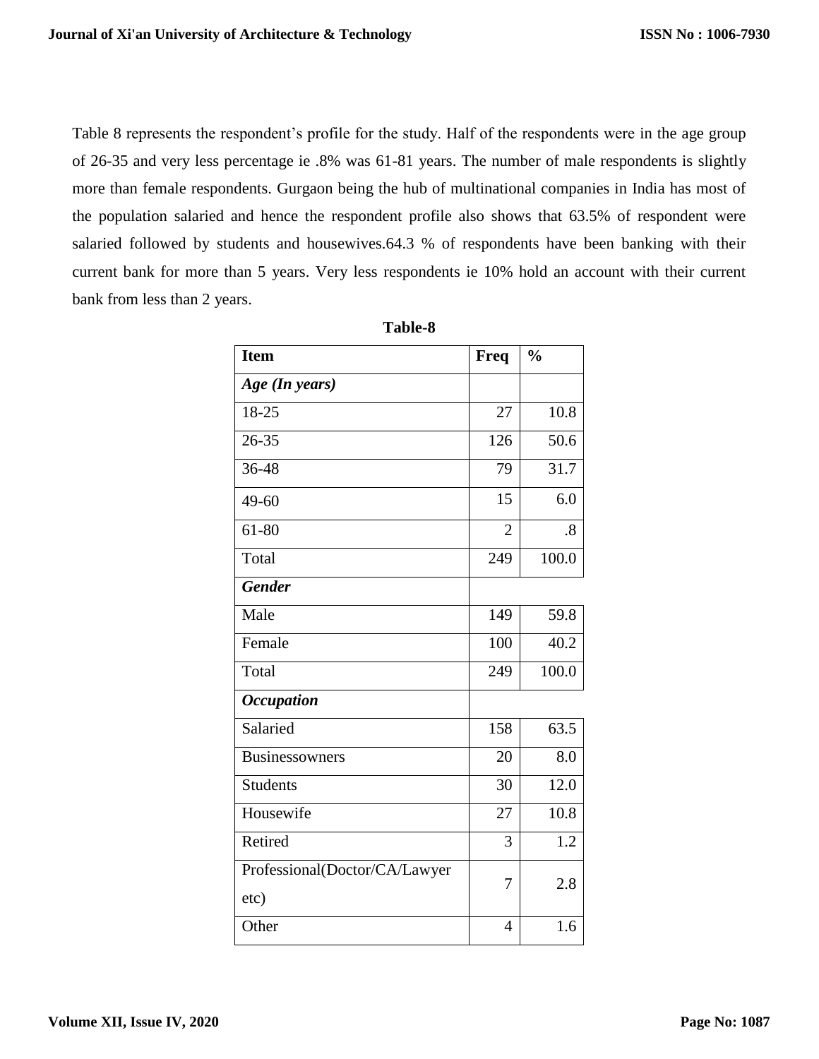Table 8 represents the respondent's profile for the study. Half of the respondents were in the age group of 26-35 and very less percentage ie .8% was 61-81 years. The number of male respondents is slightly more than female respondents. Gurgaon being the hub of multinational companies in India has most of the population salaried and hence the respondent profile also shows that 63.5% of respondent were salaried followed by students and housewives.64.3 % of respondents have been banking with their current bank for more than 5 years. Very less respondents ie 10% hold an account with their current bank from less than 2 years.

**Table-8**

| Item | Freq | % |
|---|---|---|
| ***Age (In years)*** | | |
| 18-25 | 27 | 10.8 |
| 26-35 | 126 | 50.6 |
| 36-48 | 79 | 31.7 |
| 49-60 | 15 | 6.0 |
| 61-80 | 2 | .8 |
| Total | 249 | 100.0 |
| ***Gender*** | | |
| Male | 149 | 59.8 |
| Female | 100 | 40.2 |
| Total | 249 | 100.0 |
| ***Occupation*** | | |
| Salaried | 158 | 63.5 |
| Businessowners | 20 | 8.0 |
| Students | 30 | 12.0 |
| Housewife | 27 | 10.8 |
| Retired | 3 | 1.2 |
| Professional(Doctor/CA/Lawyer etc) | 7 | 2.8 |
| Other | 4 | 1.6 |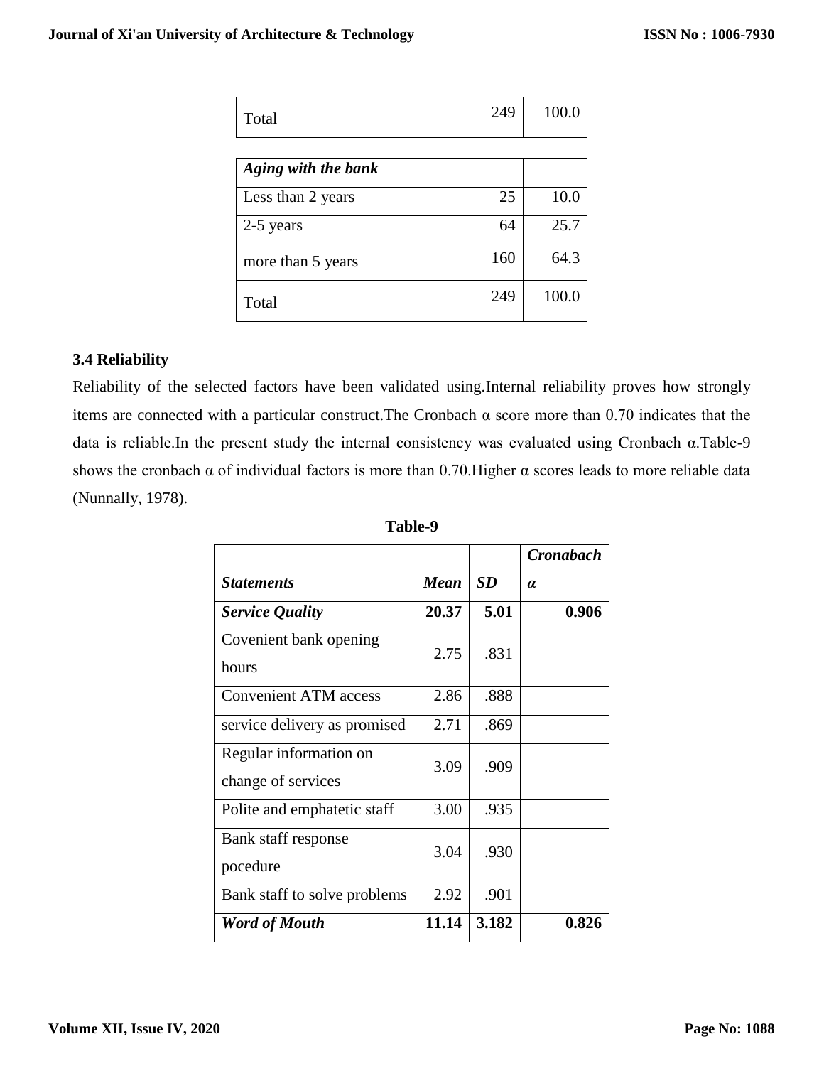| | | |
|---|---|---|
| Total | 249 | 100.0 |

| ***Aging with the bank*** | | |
|---|---|---|
| Less than 2 years | 25 | 10.0 |
| 2-5 years | 64 | 25.7 |
| more than 5 years | 160 | 64.3 |
| Total | 249 | 100.0 |

### 3.4 Reliability

Reliability of the selected factors have been validated using.Internal reliability proves how strongly items are connected with a particular construct.The Cronbach α score more than 0.70 indicates that the data is reliable.In the present study the internal consistency was evaluated using Cronbach α.Table-9 shows the cronbach α of individual factors is more than 0.70.Higher α scores leads to more reliable data (Nunnally, 1978).

**Table-9**

| ***Statements*** | ***Mean*** | ***SD*** | ***Cronabach α*** |
|---|---|---|---|
| ***Service Quality*** | **20.37** | **5.01** | **0.906** |
| Covenient bank opening hours | 2.75 | .831 | |
| Convenient ATM access | 2.86 | .888 | |
| service delivery as promised | 2.71 | .869 | |
| Regular information on change of services | 3.09 | .909 | |
| Polite and emphatetic staff | 3.00 | .935 | |
| Bank staff response pocedure | 3.04 | .930 | |
| Bank staff to solve problems | 2.92 | .901 | |
| ***Word of Mouth*** | **11.14** | **3.182** | **0.826** |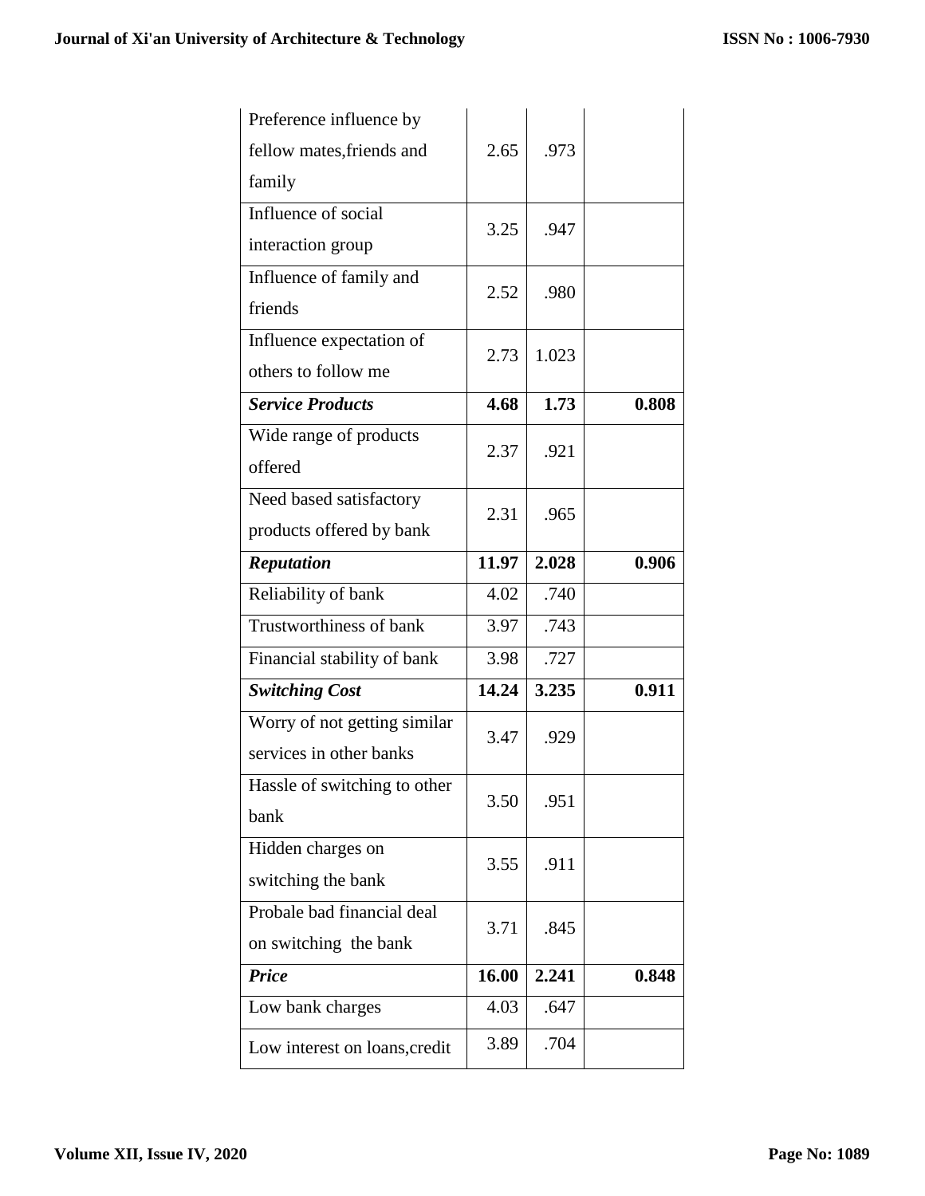| | | | |
|---|---|---|---|
| Preference influence by fellow mates,friends and family | 2.65 | .973 | |
| Influence of social interaction group | 3.25 | .947 | |
| Influence of family and friends | 2.52 | .980 | |
| Influence expectation of others to follow me | 2.73 | 1.023 | |
| ***Service Products*** | **4.68** | **1.73** | **0.808** |
| Wide range of products offered | 2.37 | .921 | |
| Need based satisfactory products offered by bank | 2.31 | .965 | |
| ***Reputation*** | **11.97** | **2.028** | **0.906** |
| Reliability of bank | 4.02 | .740 | |
| Trustworthiness of bank | 3.97 | .743 | |
| Financial stability of bank | 3.98 | .727 | |
| ***Switching Cost*** | **14.24** | **3.235** | **0.911** |
| Worry of not getting similar services in other banks | 3.47 | .929 | |
| Hassle of switching to other bank | 3.50 | .951 | |
| Hidden charges on switching the bank | 3.55 | .911 | |
| Probale bad financial deal on switching the bank | 3.71 | .845 | |
| ***Price*** | **16.00** | **2.241** | **0.848** |
| Low bank charges | 4.03 | .647 | |
| Low interest on loans,credit | 3.89 | .704 | |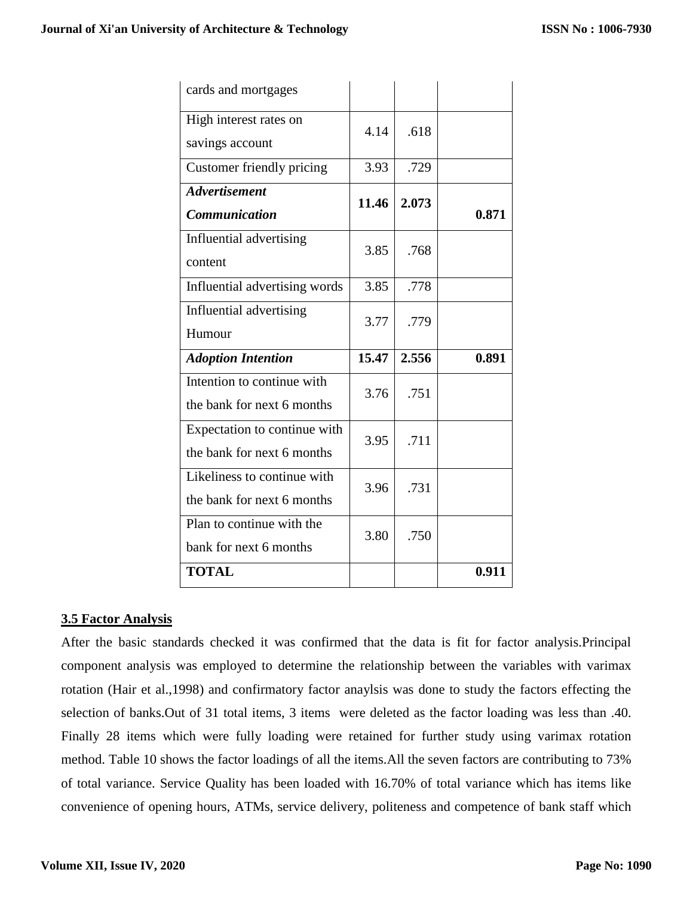| | | | |
|---|---|---|---|
| cards and mortgages | | | |
| High interest rates on savings account | 4.14 | .618 | |
| Customer friendly pricing | 3.93 | .729 | |
| ***Advertisement Communication*** | **11.46** | **2.073** | **0.871** |
| Influential advertising content | 3.85 | .768 | |
| Influential advertising words | 3.85 | .778 | |
| Influential advertising Humour | 3.77 | .779 | |
| ***Adoption Intention*** | **15.47** | **2.556** | **0.891** |
| Intention to continue with the bank for next 6 months | 3.76 | .751 | |
| Expectation to continue with the bank for next 6 months | 3.95 | .711 | |
| Likeliness to continue with the bank for next 6 months | 3.96 | .731 | |
| Plan to continue with the bank for next 6 months | 3.80 | .750 | |
| **TOTAL** | | | **0.911** |

## 3.5 Factor Analysis

After the basic standards checked it was confirmed that the data is fit for factor analysis.Principal component analysis was employed to determine the relationship between the variables with varimax rotation (Hair et al.,1998) and confirmatory factor anaylsis was done to study the factors effecting the selection of banks.Out of 31 total items, 3 items were deleted as the factor loading was less than .40. Finally 28 items which were fully loading were retained for further study using varimax rotation method. Table 10 shows the factor loadings of all the items.All the seven factors are contributing to 73% of total variance. Service Quality has been loaded with 16.70% of total variance which has items like convenience of opening hours, ATMs, service delivery, politeness and competence of bank staff which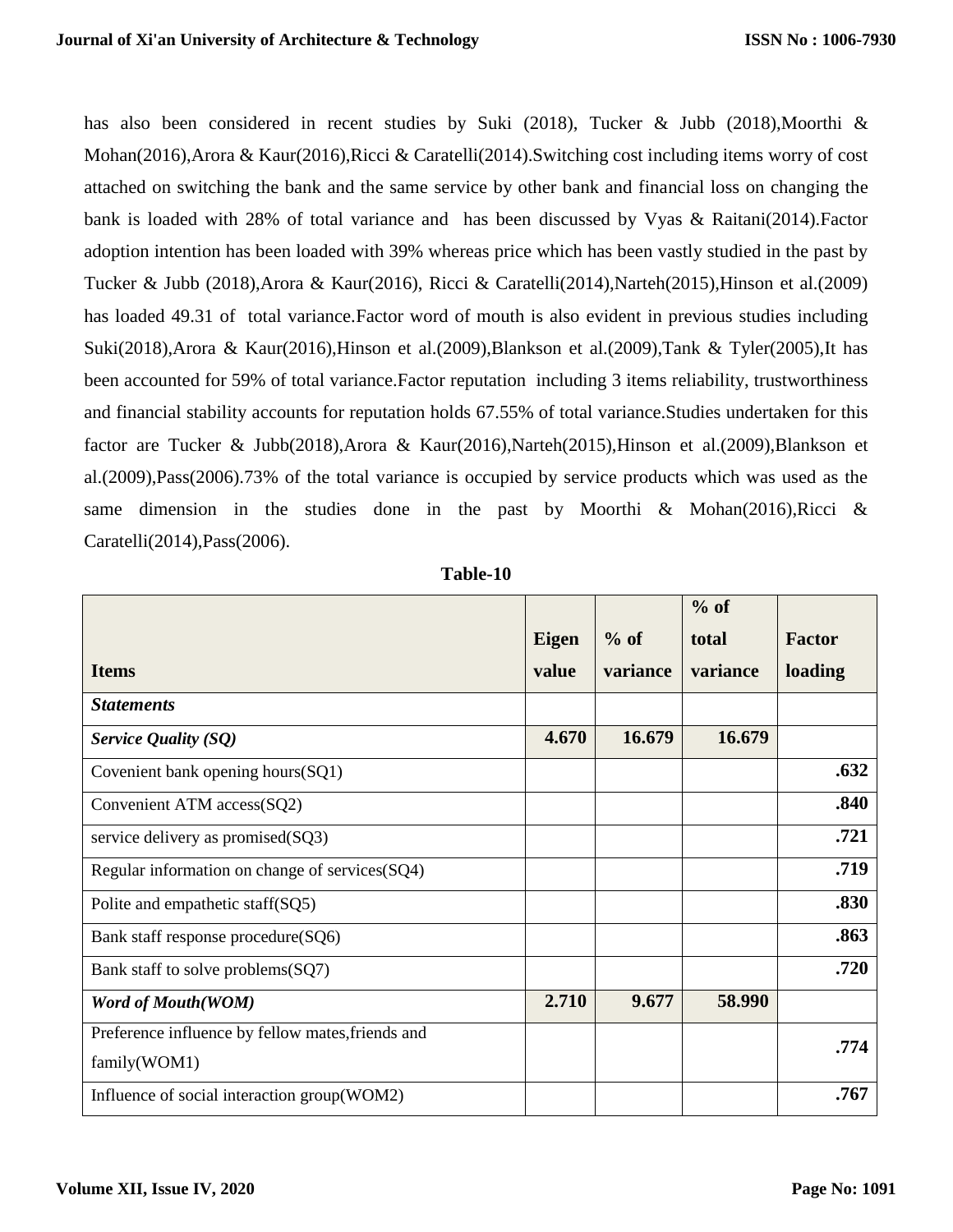has also been considered in recent studies by Suki (2018), Tucker & Jubb (2018),Moorthi & Mohan(2016),Arora & Kaur(2016),Ricci & Caratelli(2014).Switching cost including items worry of cost attached on switching the bank and the same service by other bank and financial loss on changing the bank is loaded with 28% of total variance and has been discussed by Vyas & Raitani(2014).Factor adoption intention has been loaded with 39% whereas price which has been vastly studied in the past by Tucker & Jubb (2018),Arora & Kaur(2016), Ricci & Caratelli(2014),Narteh(2015),Hinson et al.(2009) has loaded 49.31 of total variance.Factor word of mouth is also evident in previous studies including Suki(2018),Arora & Kaur(2016),Hinson et al.(2009),Blankson et al.(2009),Tank & Tyler(2005),It has been accounted for 59% of total variance.Factor reputation including 3 items reliability, trustworthiness and financial stability accounts for reputation holds 67.55% of total variance.Studies undertaken for this factor are Tucker & Jubb(2018),Arora & Kaur(2016),Narteh(2015),Hinson et al.(2009),Blankson et al.(2009),Pass(2006).73% of the total variance is occupied by service products which was used as the same dimension in the studies done in the past by Moorthi & Mohan(2016),Ricci & Caratelli(2014),Pass(2006).

**Table-10**

| Items | Eigen value | % of variance | % of total variance | Factor loading |
|---|---|---|---|---|
| ***Statements*** | | | | |
| ***Service Quality (SQ)*** | **4.670** | **16.679** | **16.679** | |
| Covenient bank opening hours(SQ1) | | | | **.632** |
| Convenient ATM access(SQ2) | | | | **.840** |
| service delivery as promised(SQ3) | | | | **.721** |
| Regular information on change of services(SQ4) | | | | **.719** |
| Polite and empathetic staff(SQ5) | | | | **.830** |
| Bank staff response procedure(SQ6) | | | | **.863** |
| Bank staff to solve problems(SQ7) | | | | **.720** |
| ***Word of Mouth(WOM)*** | **2.710** | **9.677** | **58.990** | |
| Preference influence by fellow mates,friends and family(WOM1) | | | | **.774** |
| Influence of social interaction group(WOM2) | | | | **.767** |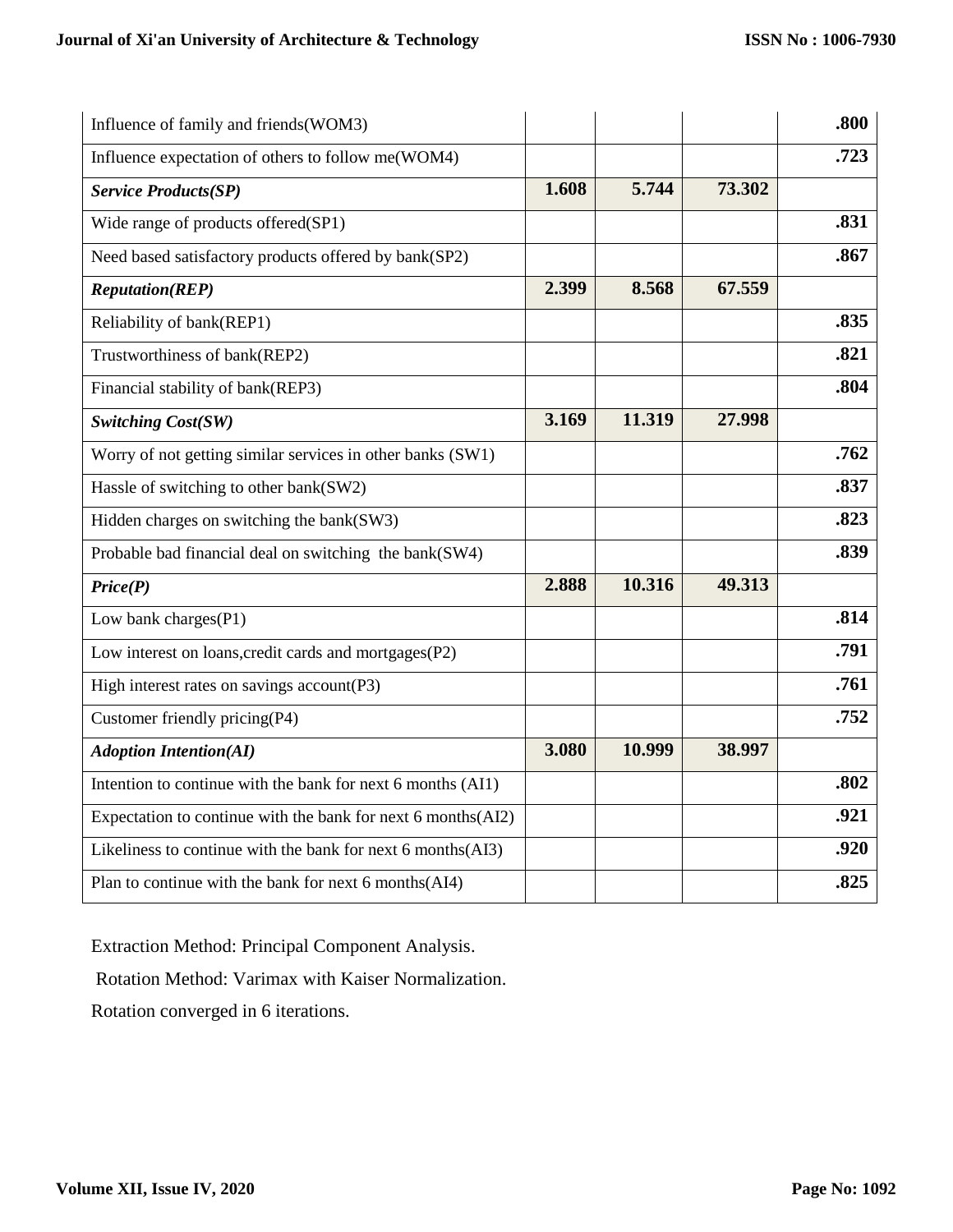| | | | | |
|---|---|---|---|---|
| Influence of family and friends(WOM3) | | | | **.800** |
| Influence expectation of others to follow me(WOM4) | | | | **.723** |
| ***Service Products(SP)*** | **1.608** | **5.744** | **73.302** | |
| Wide range of products offered(SP1) | | | | **.831** |
| Need based satisfactory products offered by bank(SP2) | | | | **.867** |
| ***Reputation(REP)*** | **2.399** | **8.568** | **67.559** | |
| Reliability of bank(REP1) | | | | **.835** |
| Trustworthiness of bank(REP2) | | | | **.821** |
| Financial stability of bank(REP3) | | | | **.804** |
| ***Switching Cost(SW)*** | **3.169** | **11.319** | **27.998** | |
| Worry of not getting similar services in other banks (SW1) | | | | **.762** |
| Hassle of switching to other bank(SW2) | | | | **.837** |
| Hidden charges on switching the bank(SW3) | | | | **.823** |
| Probable bad financial deal on switching the bank(SW4) | | | | **.839** |
| ***Price(P)*** | **2.888** | **10.316** | **49.313** | |
| Low bank charges(P1) | | | | **.814** |
| Low interest on loans,credit cards and mortgages(P2) | | | | **.791** |
| High interest rates on savings account(P3) | | | | **.761** |
| Customer friendly pricing(P4) | | | | **.752** |
| ***Adoption Intention(AI)*** | **3.080** | **10.999** | **38.997** | |
| Intention to continue with the bank for next 6 months (AI1) | | | | **.802** |
| Expectation to continue with the bank for next 6 months(AI2) | | | | **.921** |
| Likeliness to continue with the bank for next 6 months(AI3) | | | | **.920** |
| Plan to continue with the bank for next 6 months(AI4) | | | | **.825** |

Extraction Method: Principal Component Analysis.

Rotation Method: Varimax with Kaiser Normalization.

Rotation converged in 6 iterations.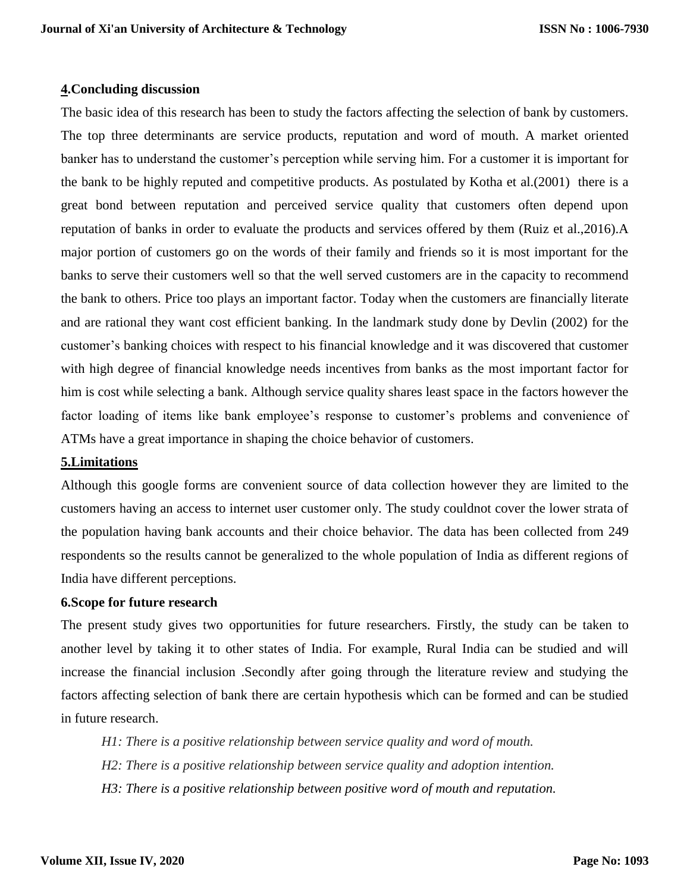## 4.Concluding discussion

The basic idea of this research has been to study the factors affecting the selection of bank by customers. The top three determinants are service products, reputation and word of mouth. A market oriented banker has to understand the customer's perception while serving him. For a customer it is important for the bank to be highly reputed and competitive products. As postulated by Kotha et al.(2001) there is a great bond between reputation and perceived service quality that customers often depend upon reputation of banks in order to evaluate the products and services offered by them (Ruiz et al.,2016).A major portion of customers go on the words of their family and friends so it is most important for the banks to serve their customers well so that the well served customers are in the capacity to recommend the bank to others. Price too plays an important factor. Today when the customers are financially literate and are rational they want cost efficient banking. In the landmark study done by Devlin (2002) for the customer's banking choices with respect to his financial knowledge and it was discovered that customer with high degree of financial knowledge needs incentives from banks as the most important factor for him is cost while selecting a bank. Although service quality shares least space in the factors however the factor loading of items like bank employee's response to customer's problems and convenience of ATMs have a great importance in shaping the choice behavior of customers.

## 5.Limitations

Although this google forms are convenient source of data collection however they are limited to the customers having an access to internet user customer only. The study couldnot cover the lower strata of the population having bank accounts and their choice behavior. The data has been collected from 249 respondents so the results cannot be generalized to the whole population of India as different regions of India have different perceptions.

## 6.Scope for future research

The present study gives two opportunities for future researchers. Firstly, the study can be taken to another level by taking it to other states of India. For example, Rural India can be studied and will increase the financial inclusion .Secondly after going through the literature review and studying the factors affecting selection of bank there are certain hypothesis which can be formed and can be studied in future research.

*H1: There is a positive relationship between service quality and word of mouth.*

*H2: There is a positive relationship between service quality and adoption intention.*

*H3: There is a positive relationship between positive word of mouth and reputation.*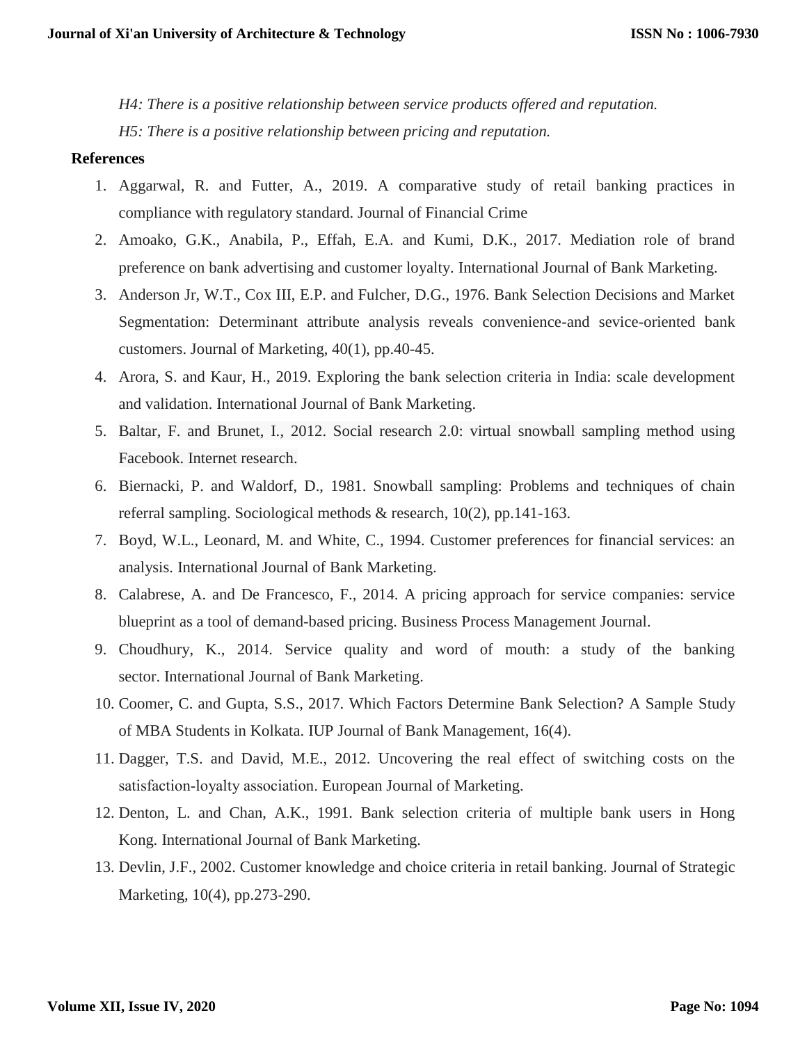*H4: There is a positive relationship between service products offered and reputation.*

*H5: There is a positive relationship between pricing and reputation.*

## References

1. Aggarwal, R. and Futter, A., 2019. A comparative study of retail banking practices in compliance with regulatory standard. Journal of Financial Crime
2. Amoako, G.K., Anabila, P., Effah, E.A. and Kumi, D.K., 2017. Mediation role of brand preference on bank advertising and customer loyalty. International Journal of Bank Marketing.
3. Anderson Jr, W.T., Cox III, E.P. and Fulcher, D.G., 1976. Bank Selection Decisions and Market Segmentation: Determinant attribute analysis reveals convenience-and sevice-oriented bank customers. Journal of Marketing, 40(1), pp.40-45.
4. Arora, S. and Kaur, H., 2019. Exploring the bank selection criteria in India: scale development and validation. International Journal of Bank Marketing.
5. Baltar, F. and Brunet, I., 2012. Social research 2.0: virtual snowball sampling method using Facebook. Internet research.
6. Biernacki, P. and Waldorf, D., 1981. Snowball sampling: Problems and techniques of chain referral sampling. Sociological methods & research, 10(2), pp.141-163.
7. Boyd, W.L., Leonard, M. and White, C., 1994. Customer preferences for financial services: an analysis. International Journal of Bank Marketing.
8. Calabrese, A. and De Francesco, F., 2014. A pricing approach for service companies: service blueprint as a tool of demand-based pricing. Business Process Management Journal.
9. Choudhury, K., 2014. Service quality and word of mouth: a study of the banking sector. International Journal of Bank Marketing.
10. Coomer, C. and Gupta, S.S., 2017. Which Factors Determine Bank Selection? A Sample Study of MBA Students in Kolkata. IUP Journal of Bank Management, 16(4).
11. Dagger, T.S. and David, M.E., 2012. Uncovering the real effect of switching costs on the satisfaction-loyalty association. European Journal of Marketing.
12. Denton, L. and Chan, A.K., 1991. Bank selection criteria of multiple bank users in Hong Kong. International Journal of Bank Marketing.
13. Devlin, J.F., 2002. Customer knowledge and choice criteria in retail banking. Journal of Strategic Marketing, 10(4), pp.273-290.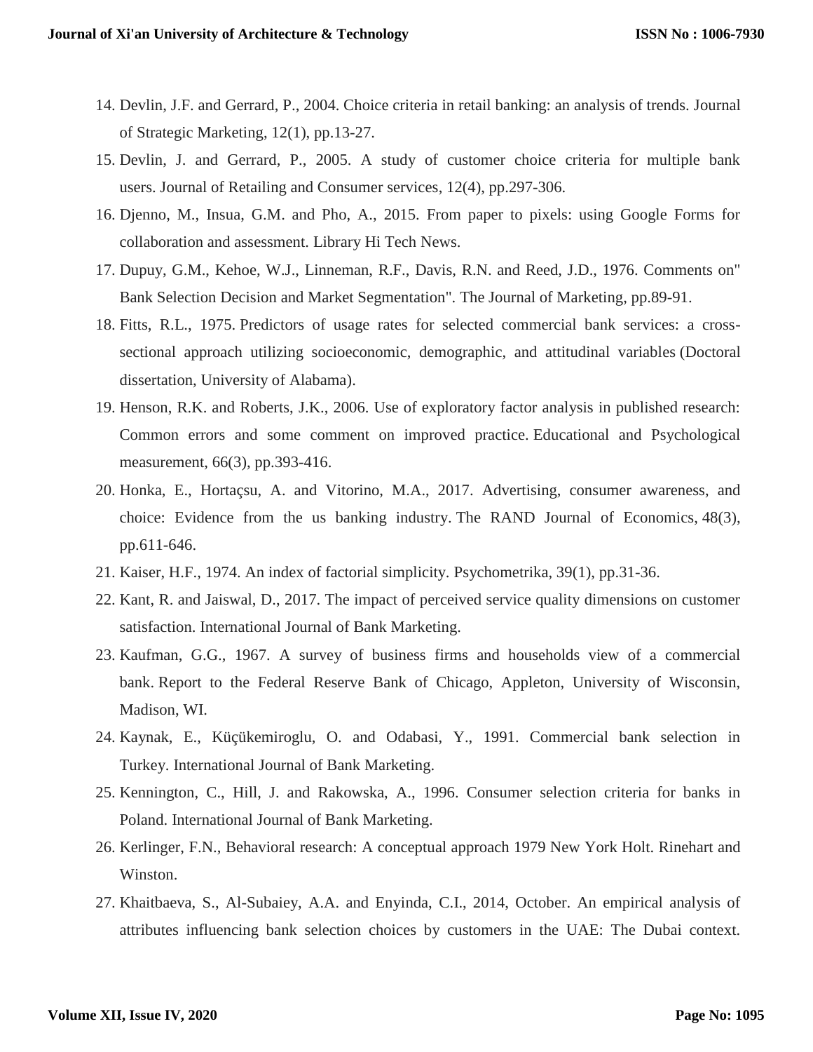14. Devlin, J.F. and Gerrard, P., 2004. Choice criteria in retail banking: an analysis of trends. Journal of Strategic Marketing, 12(1), pp.13-27.
15. Devlin, J. and Gerrard, P., 2005. A study of customer choice criteria for multiple bank users. Journal of Retailing and Consumer services, 12(4), pp.297-306.
16. Djenno, M., Insua, G.M. and Pho, A., 2015. From paper to pixels: using Google Forms for collaboration and assessment. Library Hi Tech News.
17. Dupuy, G.M., Kehoe, W.J., Linneman, R.F., Davis, R.N. and Reed, J.D., 1976. Comments on" Bank Selection Decision and Market Segmentation". The Journal of Marketing, pp.89-91.
18. Fitts, R.L., 1975. Predictors of usage rates for selected commercial bank services: a cross-sectional approach utilizing socioeconomic, demographic, and attitudinal variables (Doctoral dissertation, University of Alabama).
19. Henson, R.K. and Roberts, J.K., 2006. Use of exploratory factor analysis in published research: Common errors and some comment on improved practice. Educational and Psychological measurement, 66(3), pp.393-416.
20. Honka, E., Hortaçsu, A. and Vitorino, M.A., 2017. Advertising, consumer awareness, and choice: Evidence from the us banking industry. The RAND Journal of Economics, 48(3), pp.611-646.
21. Kaiser, H.F., 1974. An index of factorial simplicity. Psychometrika, 39(1), pp.31-36.
22. Kant, R. and Jaiswal, D., 2017. The impact of perceived service quality dimensions on customer satisfaction. International Journal of Bank Marketing.
23. Kaufman, G.G., 1967. A survey of business firms and households view of a commercial bank. Report to the Federal Reserve Bank of Chicago, Appleton, University of Wisconsin, Madison, WI.
24. Kaynak, E., Küçükemiroglu, O. and Odabasi, Y., 1991. Commercial bank selection in Turkey. International Journal of Bank Marketing.
25. Kennington, C., Hill, J. and Rakowska, A., 1996. Consumer selection criteria for banks in Poland. International Journal of Bank Marketing.
26. Kerlinger, F.N., Behavioral research: A conceptual approach 1979 New York Holt. Rinehart and Winston.
27. Khaitbaeva, S., Al-Subaiey, A.A. and Enyinda, C.I., 2014, October. An empirical analysis of attributes influencing bank selection choices by customers in the UAE: The Dubai context.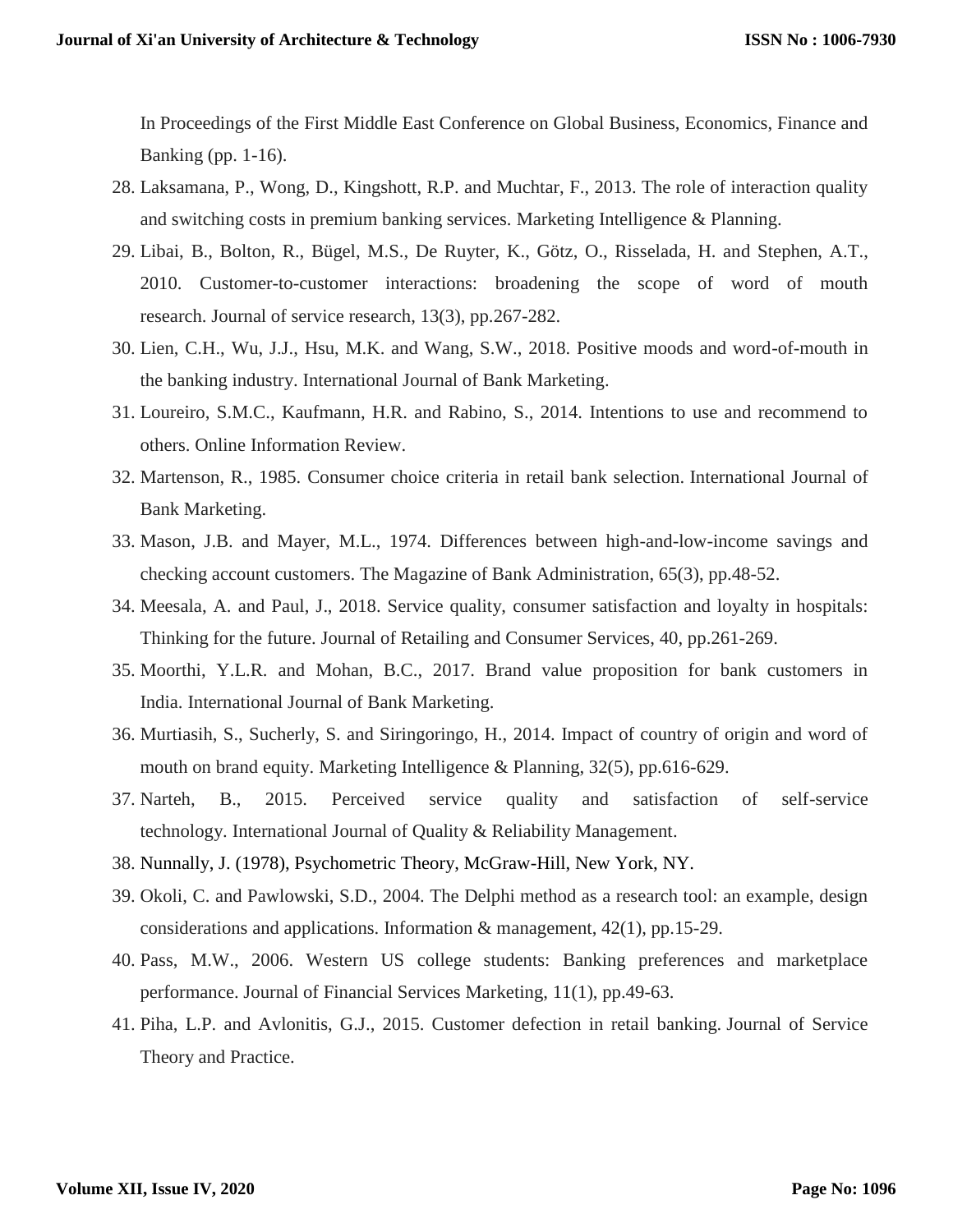In Proceedings of the First Middle East Conference on Global Business, Economics, Finance and Banking (pp. 1-16).

28. Laksamana, P., Wong, D., Kingshott, R.P. and Muchtar, F., 2013. The role of interaction quality and switching costs in premium banking services. Marketing Intelligence & Planning.
29. Libai, B., Bolton, R., Bügel, M.S., De Ruyter, K., Götz, O., Risselada, H. and Stephen, A.T., 2010. Customer-to-customer interactions: broadening the scope of word of mouth research. Journal of service research, 13(3), pp.267-282.
30. Lien, C.H., Wu, J.J., Hsu, M.K. and Wang, S.W., 2018. Positive moods and word-of-mouth in the banking industry. International Journal of Bank Marketing.
31. Loureiro, S.M.C., Kaufmann, H.R. and Rabino, S., 2014. Intentions to use and recommend to others. Online Information Review.
32. Martenson, R., 1985. Consumer choice criteria in retail bank selection. International Journal of Bank Marketing.
33. Mason, J.B. and Mayer, M.L., 1974. Differences between high-and-low-income savings and checking account customers. The Magazine of Bank Administration, 65(3), pp.48-52.
34. Meesala, A. and Paul, J., 2018. Service quality, consumer satisfaction and loyalty in hospitals: Thinking for the future. Journal of Retailing and Consumer Services, 40, pp.261-269.
35. Moorthi, Y.L.R. and Mohan, B.C., 2017. Brand value proposition for bank customers in India. International Journal of Bank Marketing.
36. Murtiasih, S., Sucherly, S. and Siringoringo, H., 2014. Impact of country of origin and word of mouth on brand equity. Marketing Intelligence & Planning, 32(5), pp.616-629.
37. Narteh, B., 2015. Perceived service quality and satisfaction of self-service technology. International Journal of Quality & Reliability Management.
38. Nunnally, J. (1978), Psychometric Theory, McGraw-Hill, New York, NY.
39. Okoli, C. and Pawlowski, S.D., 2004. The Delphi method as a research tool: an example, design considerations and applications. Information & management, 42(1), pp.15-29.
40. Pass, M.W., 2006. Western US college students: Banking preferences and marketplace performance. Journal of Financial Services Marketing, 11(1), pp.49-63.
41. Piha, L.P. and Avlonitis, G.J., 2015. Customer defection in retail banking. Journal of Service Theory and Practice.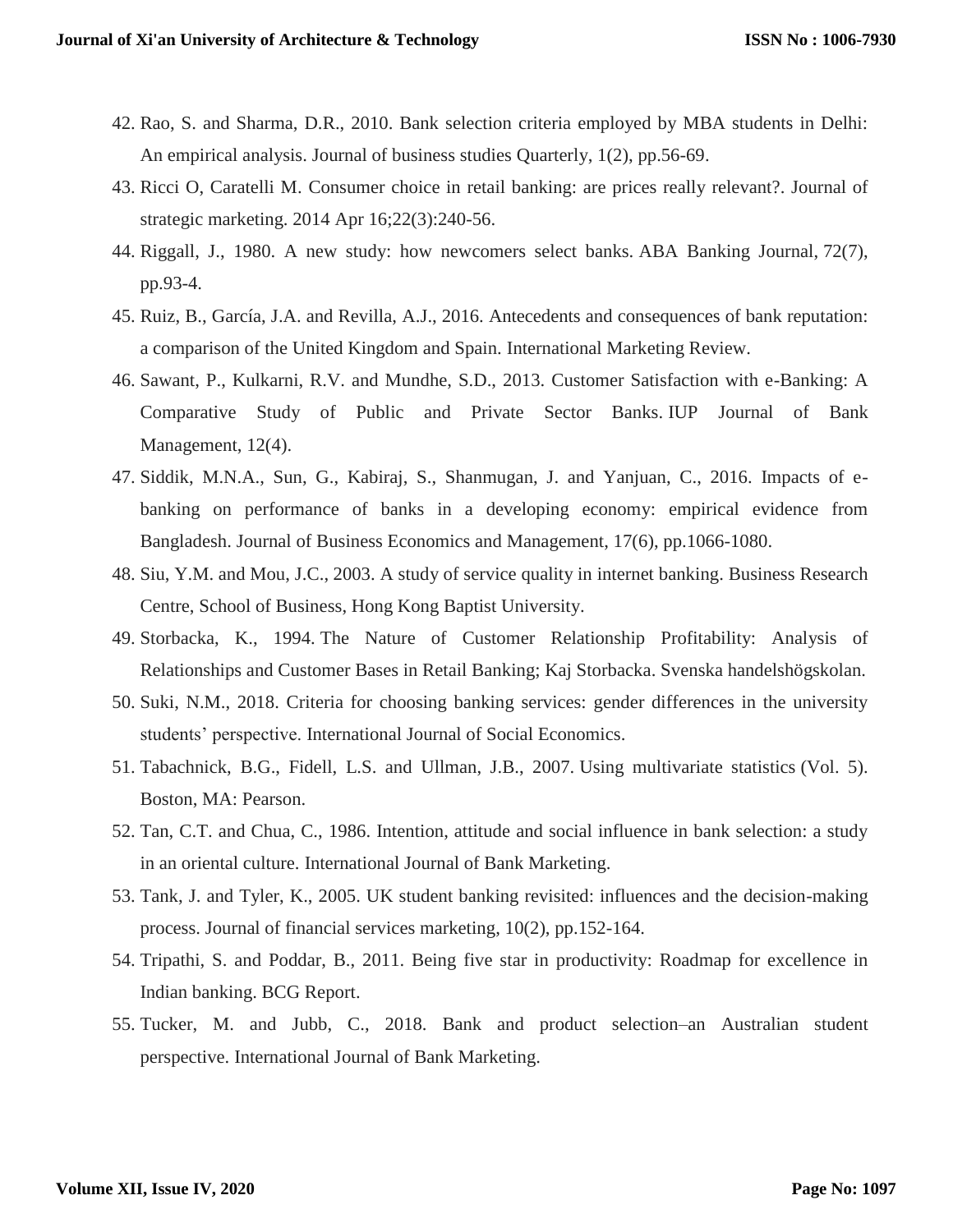42. Rao, S. and Sharma, D.R., 2010. Bank selection criteria employed by MBA students in Delhi: An empirical analysis. Journal of business studies Quarterly, 1(2), pp.56-69.
43. Ricci O, Caratelli M. Consumer choice in retail banking: are prices really relevant?. Journal of strategic marketing. 2014 Apr 16;22(3):240-56.
44. Riggall, J., 1980. A new study: how newcomers select banks. ABA Banking Journal, 72(7), pp.93-4.
45. Ruiz, B., García, J.A. and Revilla, A.J., 2016. Antecedents and consequences of bank reputation: a comparison of the United Kingdom and Spain. International Marketing Review.
46. Sawant, P., Kulkarni, R.V. and Mundhe, S.D., 2013. Customer Satisfaction with e-Banking: A Comparative Study of Public and Private Sector Banks. IUP Journal of Bank Management, 12(4).
47. Siddik, M.N.A., Sun, G., Kabiraj, S., Shanmugan, J. and Yanjuan, C., 2016. Impacts of e-banking on performance of banks in a developing economy: empirical evidence from Bangladesh. Journal of Business Economics and Management, 17(6), pp.1066-1080.
48. Siu, Y.M. and Mou, J.C., 2003. A study of service quality in internet banking. Business Research Centre, School of Business, Hong Kong Baptist University.
49. Storbacka, K., 1994. The Nature of Customer Relationship Profitability: Analysis of Relationships and Customer Bases in Retail Banking; Kaj Storbacka. Svenska handelshögskolan.
50. Suki, N.M., 2018. Criteria for choosing banking services: gender differences in the university students' perspective. International Journal of Social Economics.
51. Tabachnick, B.G., Fidell, L.S. and Ullman, J.B., 2007. Using multivariate statistics (Vol. 5). Boston, MA: Pearson.
52. Tan, C.T. and Chua, C., 1986. Intention, attitude and social influence in bank selection: a study in an oriental culture. International Journal of Bank Marketing.
53. Tank, J. and Tyler, K., 2005. UK student banking revisited: influences and the decision-making process. Journal of financial services marketing, 10(2), pp.152-164.
54. Tripathi, S. and Poddar, B., 2011. Being five star in productivity: Roadmap for excellence in Indian banking. BCG Report.
55. Tucker, M. and Jubb, C., 2018. Bank and product selection–an Australian student perspective. International Journal of Bank Marketing.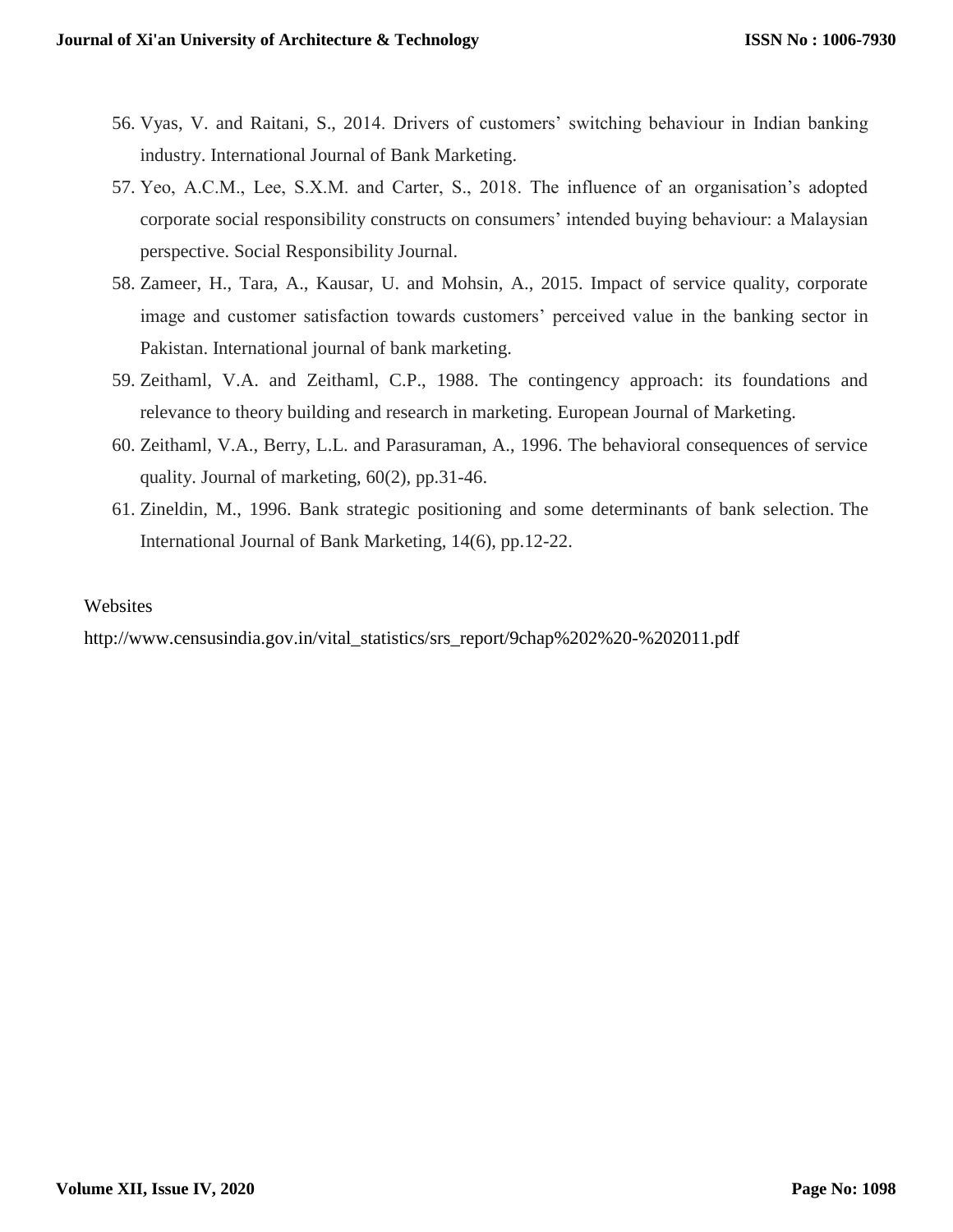56. Vyas, V. and Raitani, S., 2014. Drivers of customers' switching behaviour in Indian banking industry. International Journal of Bank Marketing.
57. Yeo, A.C.M., Lee, S.X.M. and Carter, S., 2018. The influence of an organisation's adopted corporate social responsibility constructs on consumers' intended buying behaviour: a Malaysian perspective. Social Responsibility Journal.
58. Zameer, H., Tara, A., Kausar, U. and Mohsin, A., 2015. Impact of service quality, corporate image and customer satisfaction towards customers' perceived value in the banking sector in Pakistan. International journal of bank marketing.
59. Zeithaml, V.A. and Zeithaml, C.P., 1988. The contingency approach: its foundations and relevance to theory building and research in marketing. European Journal of Marketing.
60. Zeithaml, V.A., Berry, L.L. and Parasuraman, A., 1996. The behavioral consequences of service quality. Journal of marketing, 60(2), pp.31-46.
61. Zineldin, M., 1996. Bank strategic positioning and some determinants of bank selection. The International Journal of Bank Marketing, 14(6), pp.12-22.

Websites

http://www.censusindia.gov.in/vital_statistics/srs_report/9chap%202%20-%202011.pdf